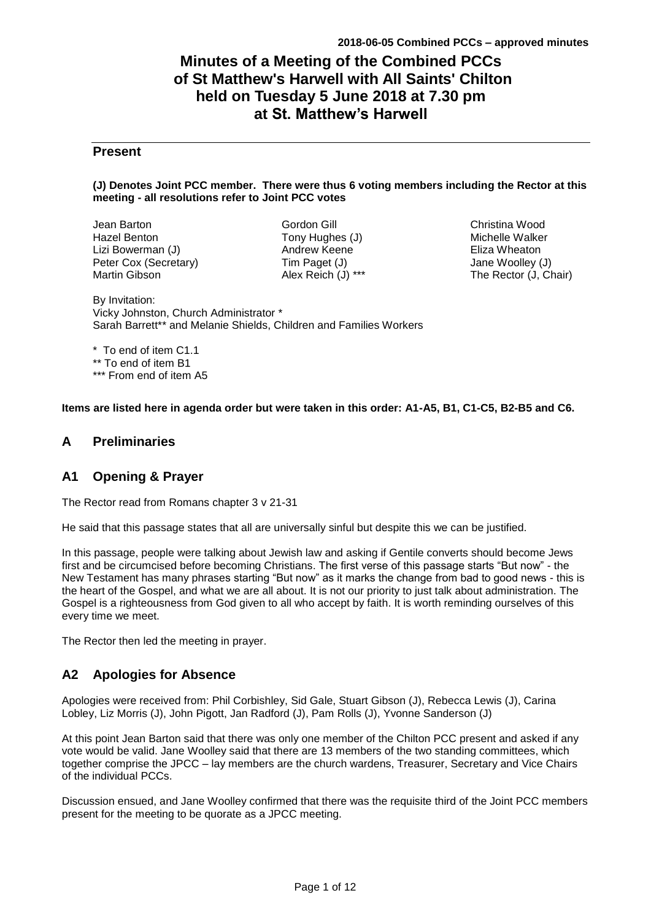**2018-06-05 Combined PCCs – approved minutes**

# Minutes of a Meeting of the Combined PCCs of St Matthew's Harwell with All Saints' Chilton held on Tuesday 5 June 2018 at 7.30 pm at St. Matthew's Harwell

## Present

**(J) Denotes Joint PCC member. There were thus 6 voting members including the Rector at this meeting - all resolutions refer to Joint PCC votes**

Jean Barton
Hazel Benton
Lizi Bowerman (J)
Peter Cox (Secretary)
Martin Gibson
Gordon Gill
Tony Hughes (J)
Andrew Keene
Tim Paget (J)
Alex Reich (J) ***
Christina Wood
Michelle Walker
Eliza Wheaton
Jane Woolley (J)
The Rector (J, Chair)

By Invitation:
Vicky Johnston, Church Administrator *
Sarah Barrett** and Melanie Shields, Children and Families Workers

\* To end of item C1.1
** To end of item B1
*** From end of item A5

**Items are listed here in agenda order but were taken in this order: A1-A5, B1, C1-C5, B2-B5 and C6.**

## A Preliminaries

## A1 Opening & Prayer

The Rector read from Romans chapter 3 v 21-31

He said that this passage states that all are universally sinful but despite this we can be justified.

In this passage, people were talking about Jewish law and asking if Gentile converts should become Jews first and be circumcised before becoming Christians. The first verse of this passage starts "But now" - the New Testament has many phrases starting "But now" as it marks the change from bad to good news - this is the heart of the Gospel, and what we are all about. It is not our priority to just talk about administration. The Gospel is a righteousness from God given to all who accept by faith. It is worth reminding ourselves of this every time we meet.

The Rector then led the meeting in prayer.

## A2 Apologies for Absence

Apologies were received from: Phil Corbishley, Sid Gale, Stuart Gibson (J), Rebecca Lewis (J), Carina Lobley, Liz Morris (J), John Pigott, Jan Radford (J), Pam Rolls (J), Yvonne Sanderson (J)

At this point Jean Barton said that there was only one member of the Chilton PCC present and asked if any vote would be valid. Jane Woolley said that there are 13 members of the two standing committees, which together comprise the JPCC – lay members are the church wardens, Treasurer, Secretary and Vice Chairs of the individual PCCs.

Discussion ensued, and Jane Woolley confirmed that there was the requisite third of the Joint PCC members present for the meeting to be quorate as a JPCC meeting.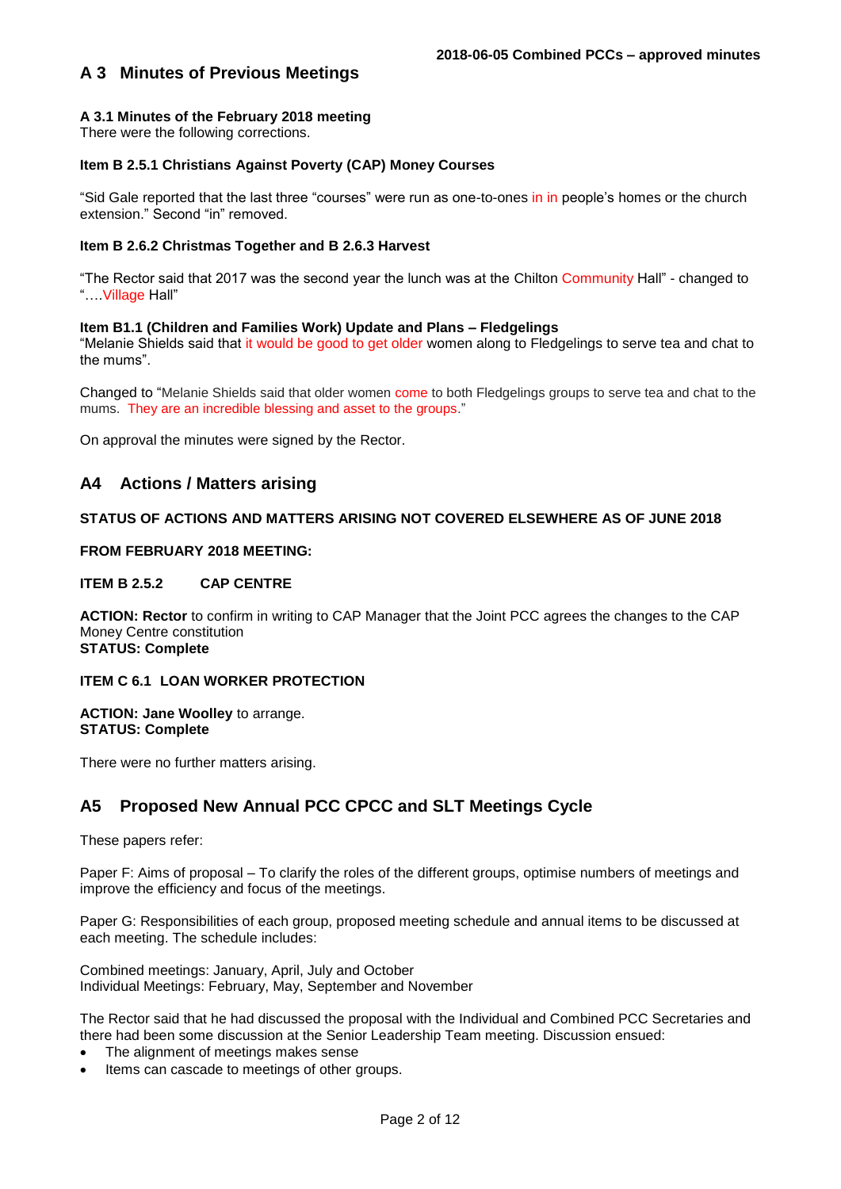## A 3 Minutes of Previous Meetings

**A 3.1 Minutes of the February 2018 meeting**
There were the following corrections.

**Item B 2.5.1 Christians Against Poverty (CAP) Money Courses**

"Sid Gale reported that the last three "courses" were run as one-to-ones in in people's homes or the church extension." Second "in" removed.

**Item B 2.6.2 Christmas Together and B 2.6.3 Harvest**

"The Rector said that 2017 was the second year the lunch was at the Chilton Community Hall" - changed to "….Village Hall"

**Item B1.1 (Children and Families Work) Update and Plans – Fledgelings**
"Melanie Shields said that it would be good to get older women along to Fledgelings to serve tea and chat to the mums".

Changed to "Melanie Shields said that older women come to both Fledgelings groups to serve tea and chat to the mums. They are an incredible blessing and asset to the groups."

On approval the minutes were signed by the Rector.

## A4 Actions / Matters arising

**STATUS OF ACTIONS AND MATTERS ARISING NOT COVERED ELSEWHERE AS OF JUNE 2018**

**FROM FEBRUARY 2018 MEETING:**

**ITEM B 2.5.2 CAP CENTRE**

**ACTION: Rector** to confirm in writing to CAP Manager that the Joint PCC agrees the changes to the CAP Money Centre constitution
**STATUS: Complete**

**ITEM C 6.1 LOAN WORKER PROTECTION**

**ACTION: Jane Woolley** to arrange.
**STATUS: Complete**

There were no further matters arising.

## A5 Proposed New Annual PCC CPCC and SLT Meetings Cycle

These papers refer:

Paper F: Aims of proposal – To clarify the roles of the different groups, optimise numbers of meetings and improve the efficiency and focus of the meetings.

Paper G: Responsibilities of each group, proposed meeting schedule and annual items to be discussed at each meeting. The schedule includes:

Combined meetings: January, April, July and October
Individual Meetings: February, May, September and November

The Rector said that he had discussed the proposal with the Individual and Combined PCC Secretaries and there had been some discussion at the Senior Leadership Team meeting. Discussion ensued:

- The alignment of meetings makes sense
- Items can cascade to meetings of other groups.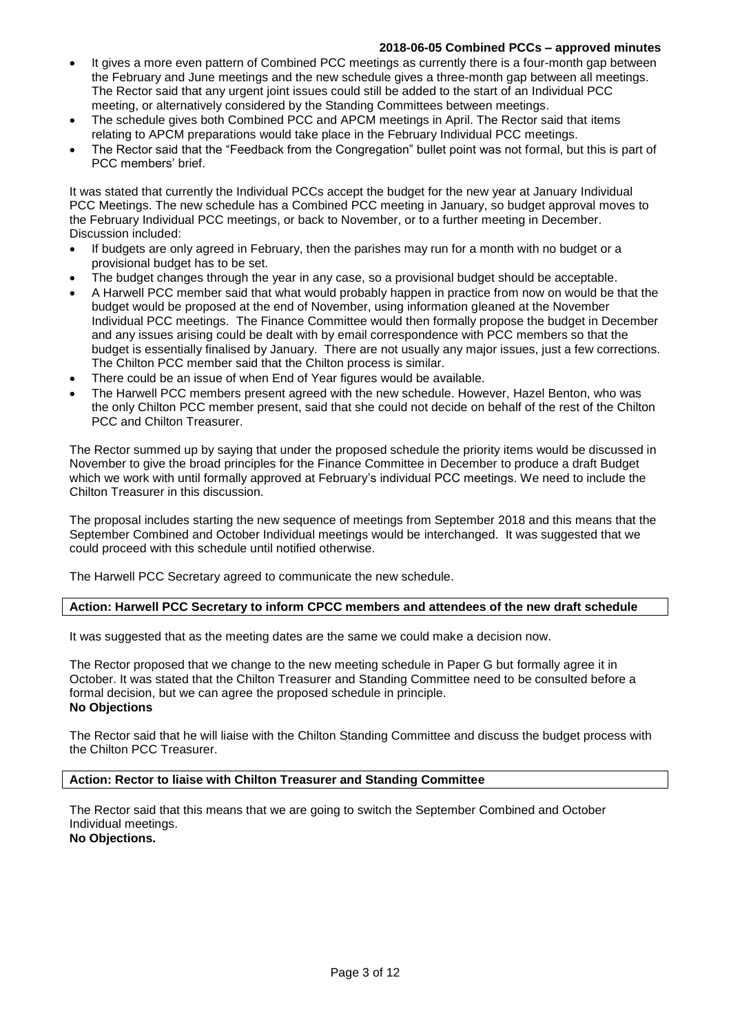- It gives a more even pattern of Combined PCC meetings as currently there is a four-month gap between the February and June meetings and the new schedule gives a three-month gap between all meetings. The Rector said that any urgent joint issues could still be added to the start of an Individual PCC meeting, or alternatively considered by the Standing Committees between meetings.
- The schedule gives both Combined PCC and APCM meetings in April. The Rector said that items relating to APCM preparations would take place in the February Individual PCC meetings.
- The Rector said that the "Feedback from the Congregation" bullet point was not formal, but this is part of PCC members' brief.

It was stated that currently the Individual PCCs accept the budget for the new year at January Individual PCC Meetings. The new schedule has a Combined PCC meeting in January, so budget approval moves to the February Individual PCC meetings, or back to November, or to a further meeting in December. Discussion included:

- If budgets are only agreed in February, then the parishes may run for a month with no budget or a provisional budget has to be set.
- The budget changes through the year in any case, so a provisional budget should be acceptable.
- A Harwell PCC member said that what would probably happen in practice from now on would be that the budget would be proposed at the end of November, using information gleaned at the November Individual PCC meetings. The Finance Committee would then formally propose the budget in December and any issues arising could be dealt with by email correspondence with PCC members so that the budget is essentially finalised by January. There are not usually any major issues, just a few corrections. The Chilton PCC member said that the Chilton process is similar.
- There could be an issue of when End of Year figures would be available.
- The Harwell PCC members present agreed with the new schedule. However, Hazel Benton, who was the only Chilton PCC member present, said that she could not decide on behalf of the rest of the Chilton PCC and Chilton Treasurer.

The Rector summed up by saying that under the proposed schedule the priority items would be discussed in November to give the broad principles for the Finance Committee in December to produce a draft Budget which we work with until formally approved at February's individual PCC meetings. We need to include the Chilton Treasurer in this discussion.

The proposal includes starting the new sequence of meetings from September 2018 and this means that the September Combined and October Individual meetings would be interchanged. It was suggested that we could proceed with this schedule until notified otherwise.

The Harwell PCC Secretary agreed to communicate the new schedule.

**Action: Harwell PCC Secretary to inform CPCC members and attendees of the new draft schedule**

It was suggested that as the meeting dates are the same we could make a decision now.

The Rector proposed that we change to the new meeting schedule in Paper G but formally agree it in October. It was stated that the Chilton Treasurer and Standing Committee need to be consulted before a formal decision, but we can agree the proposed schedule in principle.
**No Objections**

The Rector said that he will liaise with the Chilton Standing Committee and discuss the budget process with the Chilton PCC Treasurer.

**Action: Rector to liaise with Chilton Treasurer and Standing Committee**

The Rector said that this means that we are going to switch the September Combined and October Individual meetings.
**No Objections.**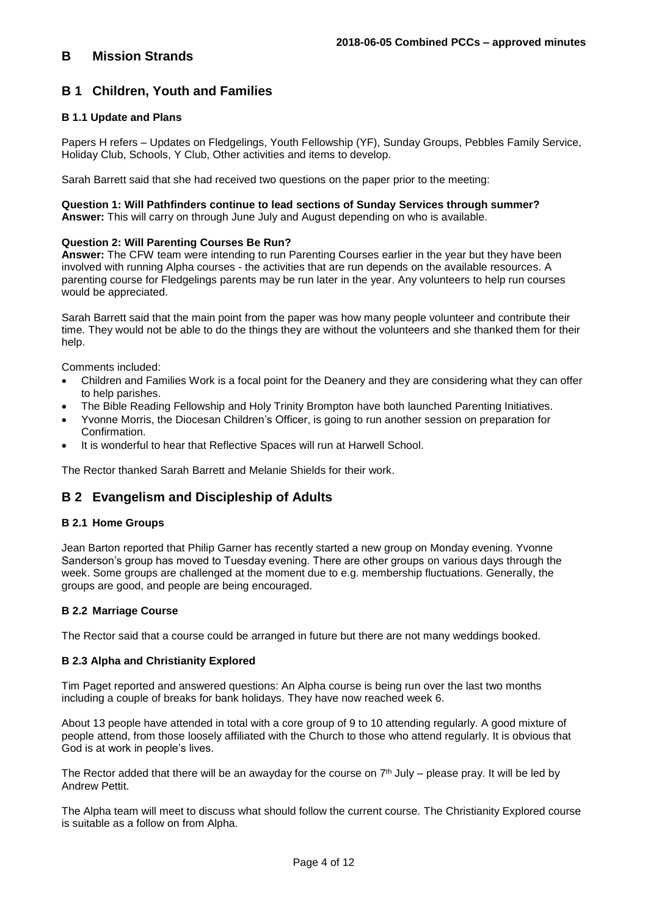# B Mission Strands

## B 1 Children, Youth and Families

### B 1.1 Update and Plans

Papers H refers – Updates on Fledgelings, Youth Fellowship (YF), Sunday Groups, Pebbles Family Service, Holiday Club, Schools, Y Club, Other activities and items to develop.

Sarah Barrett said that she had received two questions on the paper prior to the meeting:

**Question 1: Will Pathfinders continue to lead sections of Sunday Services through summer?**
**Answer:** This will carry on through June July and August depending on who is available.

**Question 2: Will Parenting Courses Be Run?**
**Answer:** The CFW team were intending to run Parenting Courses earlier in the year but they have been involved with running Alpha courses - the activities that are run depends on the available resources. A parenting course for Fledgelings parents may be run later in the year. Any volunteers to help run courses would be appreciated.

Sarah Barrett said that the main point from the paper was how many people volunteer and contribute their time. They would not be able to do the things they are without the volunteers and she thanked them for their help.

Comments included:

- Children and Families Work is a focal point for the Deanery and they are considering what they can offer to help parishes.
- The Bible Reading Fellowship and Holy Trinity Brompton have both launched Parenting Initiatives.
- Yvonne Morris, the Diocesan Children's Officer, is going to run another session on preparation for Confirmation.
- It is wonderful to hear that Reflective Spaces will run at Harwell School.

The Rector thanked Sarah Barrett and Melanie Shields for their work.

## B 2 Evangelism and Discipleship of Adults

### B 2.1 Home Groups

Jean Barton reported that Philip Garner has recently started a new group on Monday evening. Yvonne Sanderson's group has moved to Tuesday evening. There are other groups on various days through the week. Some groups are challenged at the moment due to e.g. membership fluctuations. Generally, the groups are good, and people are being encouraged.

### B 2.2 Marriage Course

The Rector said that a course could be arranged in future but there are not many weddings booked.

### B 2.3 Alpha and Christianity Explored

Tim Paget reported and answered questions: An Alpha course is being run over the last two months including a couple of breaks for bank holidays. They have now reached week 6.

About 13 people have attended in total with a core group of 9 to 10 attending regularly. A good mixture of people attend, from those loosely affiliated with the Church to those who attend regularly. It is obvious that God is at work in people's lives.

The Rector added that there will be an awayday for the course on 7th July – please pray. It will be led by Andrew Pettit.

The Alpha team will meet to discuss what should follow the current course. The Christianity Explored course is suitable as a follow on from Alpha.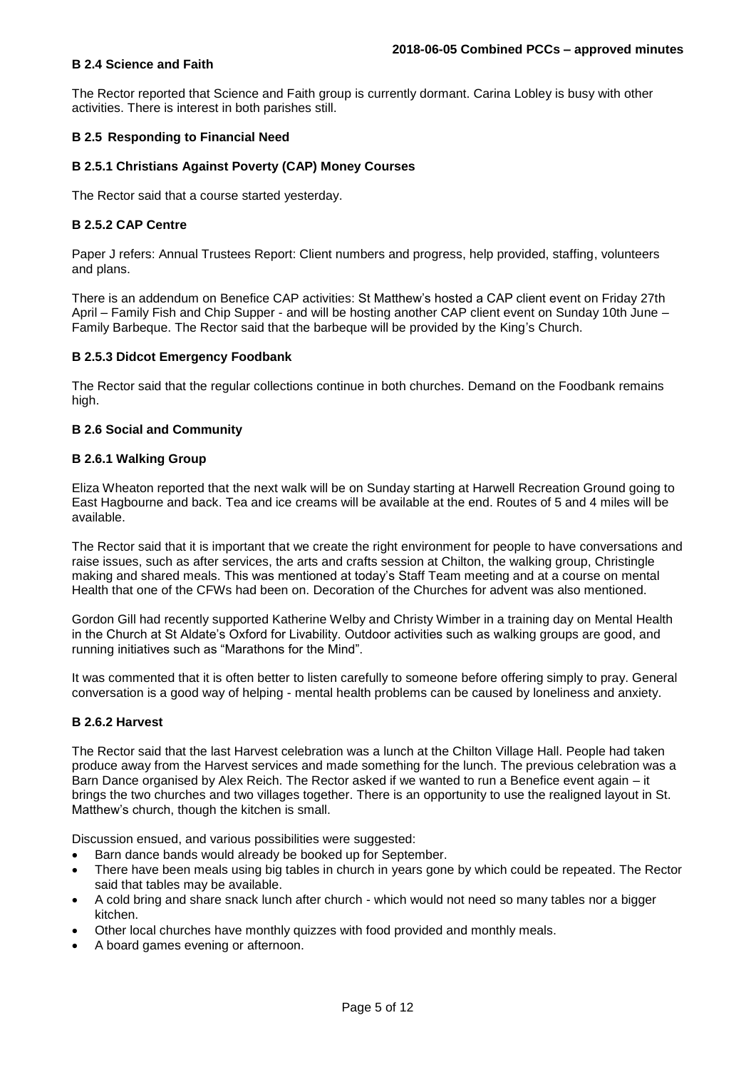### B 2.4 Science and Faith

The Rector reported that Science and Faith group is currently dormant. Carina Lobley is busy with other activities. There is interest in both parishes still.

### B 2.5 Responding to Financial Need

#### B 2.5.1 Christians Against Poverty (CAP) Money Courses

The Rector said that a course started yesterday.

#### B 2.5.2 CAP Centre

Paper J refers: Annual Trustees Report: Client numbers and progress, help provided, staffing, volunteers and plans.

There is an addendum on Benefice CAP activities: St Matthew's hosted a CAP client event on Friday 27th April – Family Fish and Chip Supper - and will be hosting another CAP client event on Sunday 10th June – Family Barbeque. The Rector said that the barbeque will be provided by the King's Church.

#### B 2.5.3 Didcot Emergency Foodbank

The Rector said that the regular collections continue in both churches. Demand on the Foodbank remains high.

### B 2.6 Social and Community

#### B 2.6.1 Walking Group

Eliza Wheaton reported that the next walk will be on Sunday starting at Harwell Recreation Ground going to East Hagbourne and back. Tea and ice creams will be available at the end. Routes of 5 and 4 miles will be available.

The Rector said that it is important that we create the right environment for people to have conversations and raise issues, such as after services, the arts and crafts session at Chilton, the walking group, Christingle making and shared meals. This was mentioned at today's Staff Team meeting and at a course on mental Health that one of the CFWs had been on. Decoration of the Churches for advent was also mentioned.

Gordon Gill had recently supported Katherine Welby and Christy Wimber in a training day on Mental Health in the Church at St Aldate's Oxford for Livability. Outdoor activities such as walking groups are good, and running initiatives such as "Marathons for the Mind".

It was commented that it is often better to listen carefully to someone before offering simply to pray. General conversation is a good way of helping - mental health problems can be caused by loneliness and anxiety.

#### B 2.6.2 Harvest

The Rector said that the last Harvest celebration was a lunch at the Chilton Village Hall. People had taken produce away from the Harvest services and made something for the lunch. The previous celebration was a Barn Dance organised by Alex Reich. The Rector asked if we wanted to run a Benefice event again – it brings the two churches and two villages together. There is an opportunity to use the realigned layout in St. Matthew's church, though the kitchen is small.

Discussion ensued, and various possibilities were suggested:

- Barn dance bands would already be booked up for September.
- There have been meals using big tables in church in years gone by which could be repeated. The Rector said that tables may be available.
- A cold bring and share snack lunch after church - which would not need so many tables nor a bigger kitchen.
- Other local churches have monthly quizzes with food provided and monthly meals.
- A board games evening or afternoon.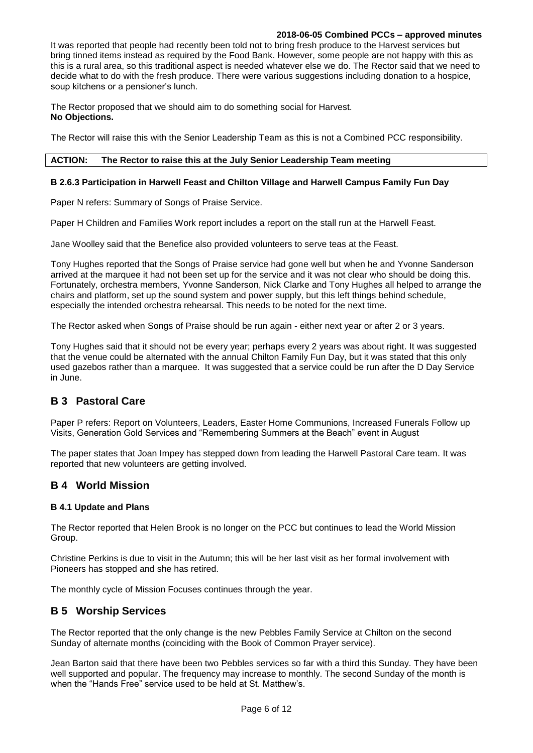It was reported that people had recently been told not to bring fresh produce to the Harvest services but bring tinned items instead as required by the Food Bank. However, some people are not happy with this as this is a rural area, so this traditional aspect is needed whatever else we do. The Rector said that we need to decide what to do with the fresh produce. There were various suggestions including donation to a hospice, soup kitchens or a pensioner's lunch.

The Rector proposed that we should aim to do something social for Harvest.
**No Objections.**

The Rector will raise this with the Senior Leadership Team as this is not a Combined PCC responsibility.

| **ACTION: The Rector to raise this at the July Senior Leadership Team meeting** |
|---|

#### B 2.6.3 Participation in Harwell Feast and Chilton Village and Harwell Campus Family Fun Day

Paper N refers: Summary of Songs of Praise Service.

Paper H Children and Families Work report includes a report on the stall run at the Harwell Feast.

Jane Woolley said that the Benefice also provided volunteers to serve teas at the Feast.

Tony Hughes reported that the Songs of Praise service had gone well but when he and Yvonne Sanderson arrived at the marquee it had not been set up for the service and it was not clear who should be doing this. Fortunately, orchestra members, Yvonne Sanderson, Nick Clarke and Tony Hughes all helped to arrange the chairs and platform, set up the sound system and power supply, but this left things behind schedule, especially the intended orchestra rehearsal. This needs to be noted for the next time.

The Rector asked when Songs of Praise should be run again - either next year or after 2 or 3 years.

Tony Hughes said that it should not be every year; perhaps every 2 years was about right. It was suggested that the venue could be alternated with the annual Chilton Family Fun Day, but it was stated that this only used gazebos rather than a marquee. It was suggested that a service could be run after the D Day Service in June.

## B 3 Pastoral Care

Paper P refers: Report on Volunteers, Leaders, Easter Home Communions, Increased Funerals Follow up Visits, Generation Gold Services and "Remembering Summers at the Beach" event in August

The paper states that Joan Impey has stepped down from leading the Harwell Pastoral Care team. It was reported that new volunteers are getting involved.

## B 4 World Mission

#### B 4.1 Update and Plans

The Rector reported that Helen Brook is no longer on the PCC but continues to lead the World Mission Group.

Christine Perkins is due to visit in the Autumn; this will be her last visit as her formal involvement with Pioneers has stopped and she has retired.

The monthly cycle of Mission Focuses continues through the year.

## B 5 Worship Services

The Rector reported that the only change is the new Pebbles Family Service at Chilton on the second Sunday of alternate months (coinciding with the Book of Common Prayer service).

Jean Barton said that there have been two Pebbles services so far with a third this Sunday. They have been well supported and popular. The frequency may increase to monthly. The second Sunday of the month is when the "Hands Free" service used to be held at St. Matthew's.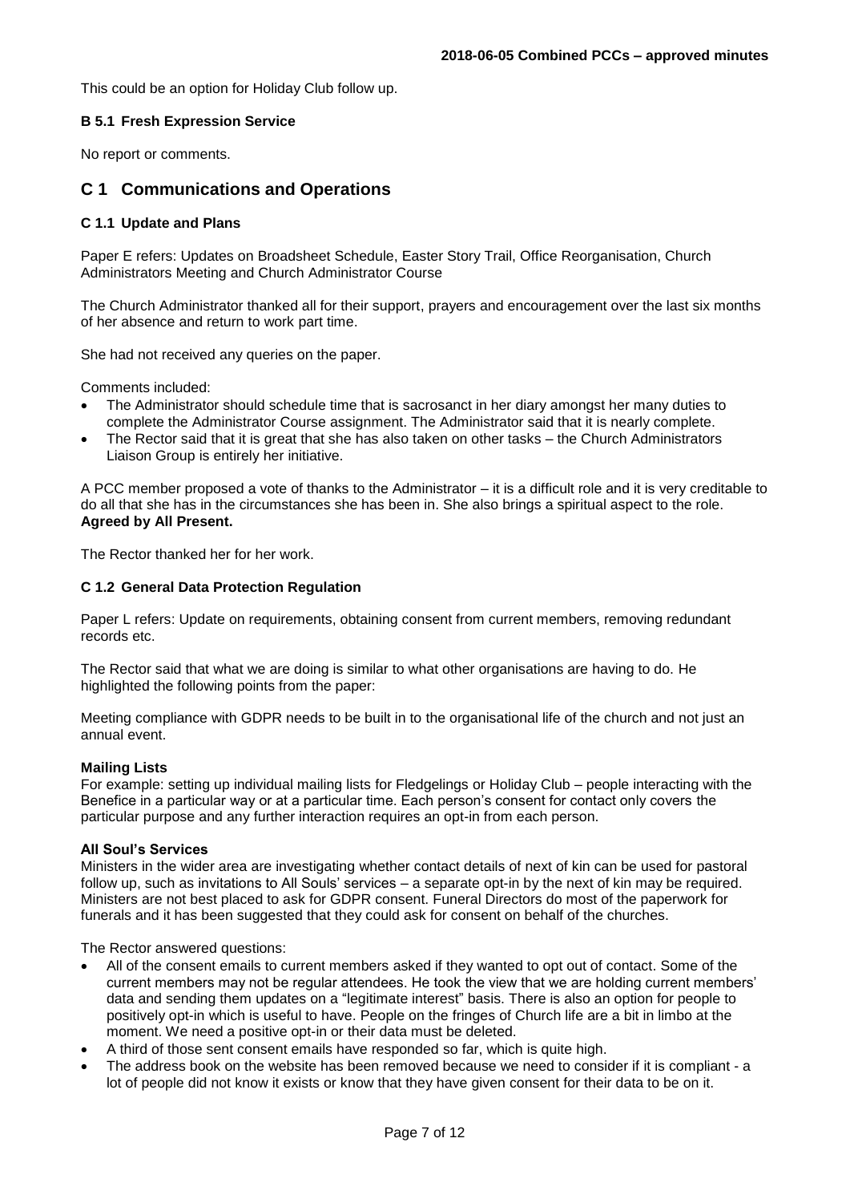This could be an option for Holiday Club follow up.

### B 5.1 Fresh Expression Service

No report or comments.

## C 1 Communications and Operations

### C 1.1 Update and Plans

Paper E refers: Updates on Broadsheet Schedule, Easter Story Trail, Office Reorganisation, Church Administrators Meeting and Church Administrator Course

The Church Administrator thanked all for their support, prayers and encouragement over the last six months of her absence and return to work part time.

She had not received any queries on the paper.

Comments included:

- The Administrator should schedule time that is sacrosanct in her diary amongst her many duties to complete the Administrator Course assignment. The Administrator said that it is nearly complete.
- The Rector said that it is great that she has also taken on other tasks – the Church Administrators Liaison Group is entirely her initiative.

A PCC member proposed a vote of thanks to the Administrator – it is a difficult role and it is very creditable to do all that she has in the circumstances she has been in. She also brings a spiritual aspect to the role.
**Agreed by All Present.**

The Rector thanked her for her work.

### C 1.2 General Data Protection Regulation

Paper L refers: Update on requirements, obtaining consent from current members, removing redundant records etc.

The Rector said that what we are doing is similar to what other organisations are having to do. He highlighted the following points from the paper:

Meeting compliance with GDPR needs to be built in to the organisational life of the church and not just an annual event.

**Mailing Lists**
For example: setting up individual mailing lists for Fledgelings or Holiday Club – people interacting with the Benefice in a particular way or at a particular time. Each person's consent for contact only covers the particular purpose and any further interaction requires an opt-in from each person.

**All Soul's Services**
Ministers in the wider area are investigating whether contact details of next of kin can be used for pastoral follow up, such as invitations to All Souls' services – a separate opt-in by the next of kin may be required. Ministers are not best placed to ask for GDPR consent. Funeral Directors do most of the paperwork for funerals and it has been suggested that they could ask for consent on behalf of the churches.

The Rector answered questions:

- All of the consent emails to current members asked if they wanted to opt out of contact. Some of the current members may not be regular attendees. He took the view that we are holding current members' data and sending them updates on a "legitimate interest" basis. There is also an option for people to positively opt-in which is useful to have. People on the fringes of Church life are a bit in limbo at the moment. We need a positive opt-in or their data must be deleted.
- A third of those sent consent emails have responded so far, which is quite high.
- The address book on the website has been removed because we need to consider if it is compliant - a lot of people did not know it exists or know that they have given consent for their data to be on it.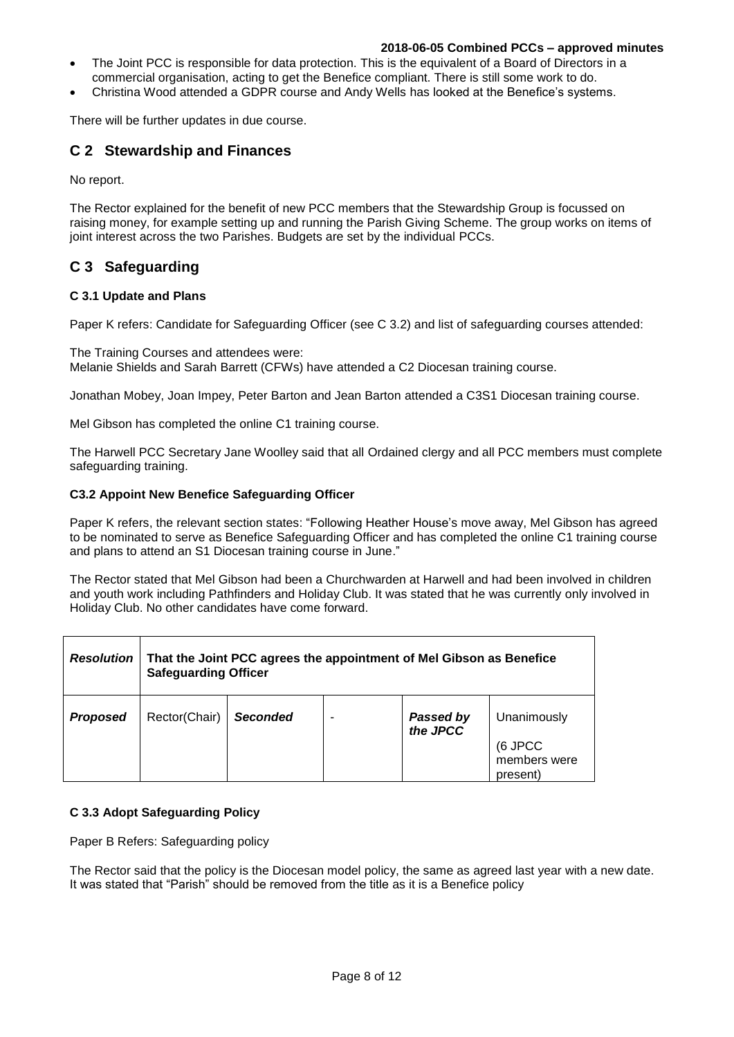- The Joint PCC is responsible for data protection. This is the equivalent of a Board of Directors in a commercial organisation, acting to get the Benefice compliant. There is still some work to do.
- Christina Wood attended a GDPR course and Andy Wells has looked at the Benefice's systems.

There will be further updates in due course.

## C 2 Stewardship and Finances

No report.

The Rector explained for the benefit of new PCC members that the Stewardship Group is focussed on raising money, for example setting up and running the Parish Giving Scheme. The group works on items of joint interest across the two Parishes. Budgets are set by the individual PCCs.

## C 3 Safeguarding

### C 3.1 Update and Plans

Paper K refers: Candidate for Safeguarding Officer (see C 3.2) and list of safeguarding courses attended:

The Training Courses and attendees were:
Melanie Shields and Sarah Barrett (CFWs) have attended a C2 Diocesan training course.

Jonathan Mobey, Joan Impey, Peter Barton and Jean Barton attended a C3S1 Diocesan training course.

Mel Gibson has completed the online C1 training course.

The Harwell PCC Secretary Jane Woolley said that all Ordained clergy and all PCC members must complete safeguarding training.

### C3.2 Appoint New Benefice Safeguarding Officer

Paper K refers, the relevant section states: "Following Heather House's move away, Mel Gibson has agreed to be nominated to serve as Benefice Safeguarding Officer and has completed the online C1 training course and plans to attend an S1 Diocesan training course in June."

The Rector stated that Mel Gibson had been a Churchwarden at Harwell and had been involved in children and youth work including Pathfinders and Holiday Club. It was stated that he was currently only involved in Holiday Club. No other candidates have come forward.

| ***Resolution*** | **That the Joint PCC agrees the appointment of Mel Gibson as Benefice Safeguarding Officer** | | | | |
|---|---|---|---|---|---|
| ***Proposed*** | Rector(Chair) | ***Seconded*** | - | ***Passed by the JPCC*** | Unanimously (6 JPCC members were present) |

### C 3.3 Adopt Safeguarding Policy

Paper B Refers: Safeguarding policy

The Rector said that the policy is the Diocesan model policy, the same as agreed last year with a new date. It was stated that "Parish" should be removed from the title as it is a Benefice policy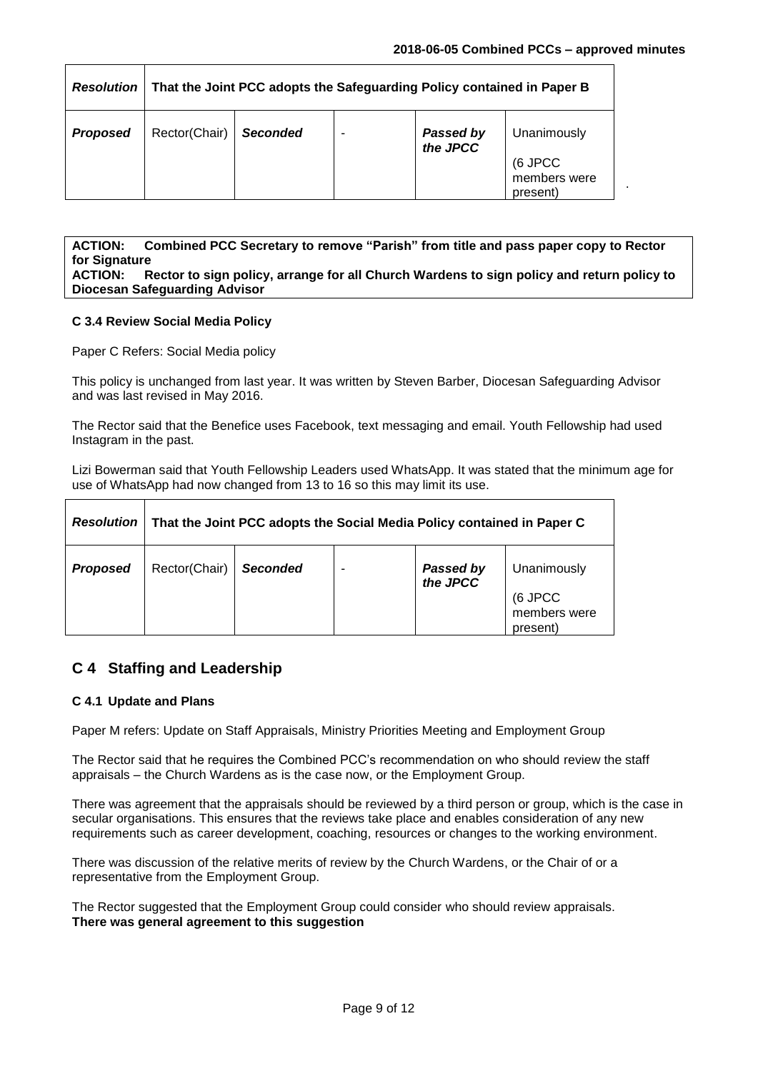| *Resolution* | **That the Joint PCC adopts the Safeguarding Policy contained in Paper B** | | | | |
|---|---|---|---|---|---|
| ***Proposed*** | Rector(Chair) | ***Seconded*** | - | ***Passed by the JPCC*** | Unanimously (6 JPCC members were present) |

**ACTION: Combined PCC Secretary to remove "Parish" from title and pass paper copy to Rector for Signature**
**ACTION: Rector to sign policy, arrange for all Church Wardens to sign policy and return policy to Diocesan Safeguarding Advisor**

#### C 3.4 Review Social Media Policy

Paper C Refers: Social Media policy

This policy is unchanged from last year. It was written by Steven Barber, Diocesan Safeguarding Advisor and was last revised in May 2016.

The Rector said that the Benefice uses Facebook, text messaging and email. Youth Fellowship had used Instagram in the past.

Lizi Bowerman said that Youth Fellowship Leaders used WhatsApp. It was stated that the minimum age for use of WhatsApp had now changed from 13 to 16 so this may limit its use.

| *Resolution* | **That the Joint PCC adopts the Social Media Policy contained in Paper C** | | | | |
|---|---|---|---|---|---|
| ***Proposed*** | Rector(Chair) | ***Seconded*** | - | ***Passed by the JPCC*** | Unanimously (6 JPCC members were present) |

## C 4 Staffing and Leadership

#### C 4.1 Update and Plans

Paper M refers: Update on Staff Appraisals, Ministry Priorities Meeting and Employment Group

The Rector said that he requires the Combined PCC's recommendation on who should review the staff appraisals – the Church Wardens as is the case now, or the Employment Group.

There was agreement that the appraisals should be reviewed by a third person or group, which is the case in secular organisations. This ensures that the reviews take place and enables consideration of any new requirements such as career development, coaching, resources or changes to the working environment.

There was discussion of the relative merits of review by the Church Wardens, or the Chair of or a representative from the Employment Group.

The Rector suggested that the Employment Group could consider who should review appraisals.
**There was general agreement to this suggestion**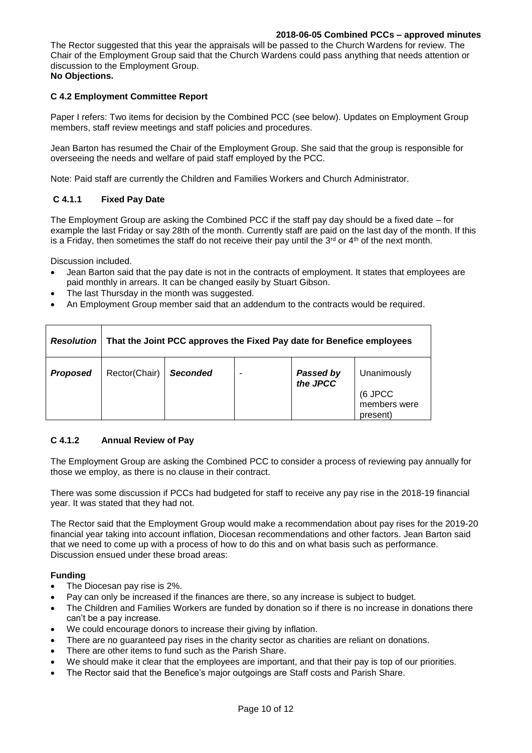The Rector suggested that this year the appraisals will be passed to the Church Wardens for review. The Chair of the Employment Group said that the Church Wardens could pass anything that needs attention or discussion to the Employment Group.
**No Objections.**

### C 4.2 Employment Committee Report

Paper I refers: Two items for decision by the Combined PCC (see below). Updates on Employment Group members, staff review meetings and staff policies and procedures.

Jean Barton has resumed the Chair of the Employment Group. She said that the group is responsible for overseeing the needs and welfare of paid staff employed by the PCC.

Note: Paid staff are currently the Children and Families Workers and Church Administrator.

### C 4.1.1 Fixed Pay Date

The Employment Group are asking the Combined PCC if the staff pay day should be a fixed date – for example the last Friday or say 28th of the month. Currently staff are paid on the last day of the month. If this is a Friday, then sometimes the staff do not receive their pay until the 3rd or 4th of the next month.

Discussion included.

- Jean Barton said that the pay date is not in the contracts of employment. It states that employees are paid monthly in arrears. It can be changed easily by Stuart Gibson.
- The last Thursday in the month was suggested.
- An Employment Group member said that an addendum to the contracts would be required.

| ***Resolution*** | **That the Joint PCC approves the Fixed Pay date for Benefice employees** | | | | |
|---|---|---|---|---|---|
| ***Proposed*** | Rector(Chair) | ***Seconded*** | - | ***Passed by the JPCC*** | Unanimously (6 JPCC members were present) |

### C 4.1.2 Annual Review of Pay

The Employment Group are asking the Combined PCC to consider a process of reviewing pay annually for those we employ, as there is no clause in their contract.

There was some discussion if PCCs had budgeted for staff to receive any pay rise in the 2018-19 financial year. It was stated that they had not.

The Rector said that the Employment Group would make a recommendation about pay rises for the 2019-20 financial year taking into account inflation, Diocesan recommendations and other factors. Jean Barton said that we need to come up with a process of how to do this and on what basis such as performance. Discussion ensued under these broad areas:

**Funding**

- The Diocesan pay rise is 2%.
- Pay can only be increased if the finances are there, so any increase is subject to budget.
- The Children and Families Workers are funded by donation so if there is no increase in donations there can't be a pay increase.
- We could encourage donors to increase their giving by inflation.
- There are no guaranteed pay rises in the charity sector as charities are reliant on donations.
- There are other items to fund such as the Parish Share.
- We should make it clear that the employees are important, and that their pay is top of our priorities.
- The Rector said that the Benefice's major outgoings are Staff costs and Parish Share.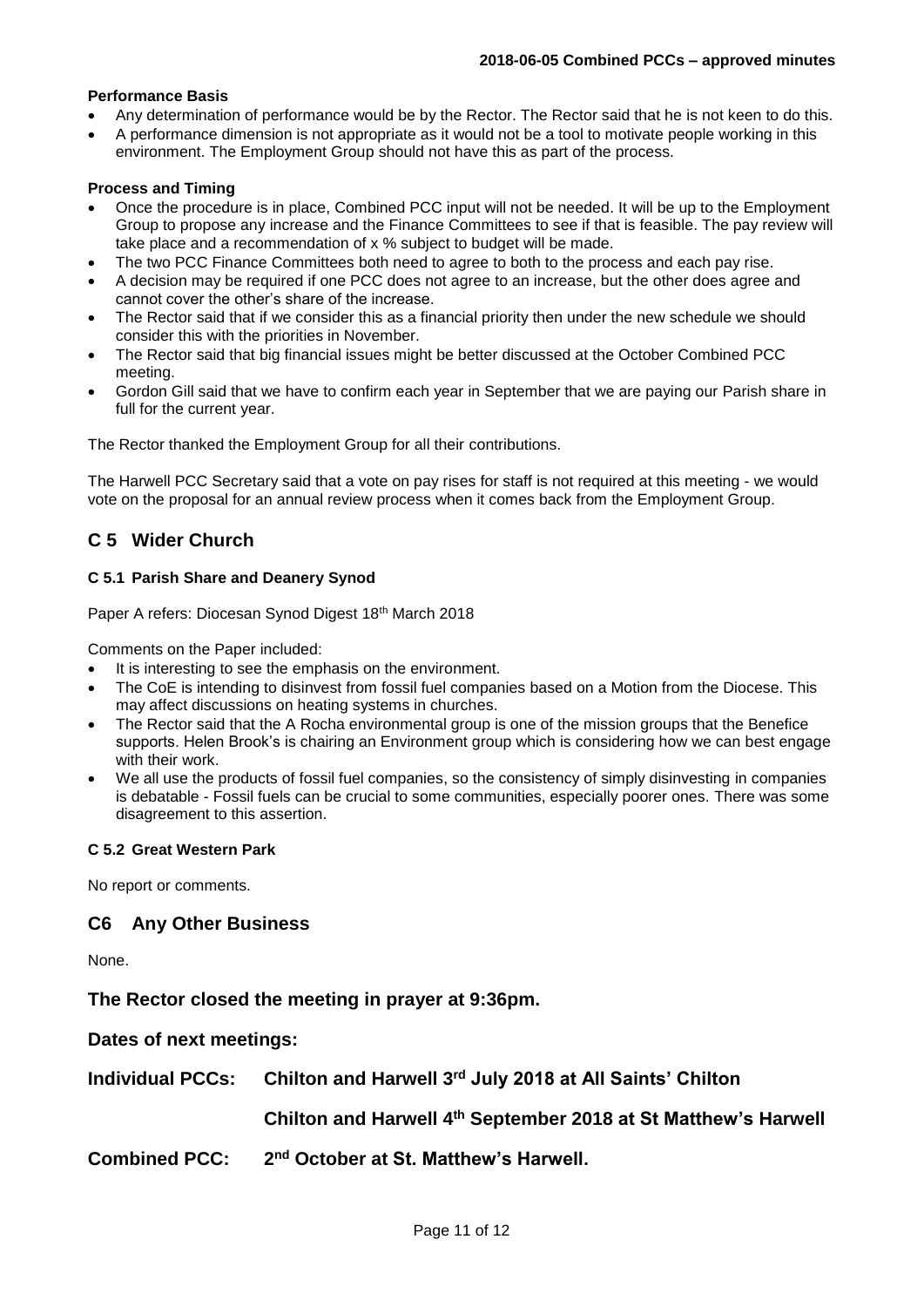**Performance Basis**

- Any determination of performance would be by the Rector. The Rector said that he is not keen to do this.
- A performance dimension is not appropriate as it would not be a tool to motivate people working in this environment. The Employment Group should not have this as part of the process.

**Process and Timing**

- Once the procedure is in place, Combined PCC input will not be needed. It will be up to the Employment Group to propose any increase and the Finance Committees to see if that is feasible. The pay review will take place and a recommendation of x % subject to budget will be made.
- The two PCC Finance Committees both need to agree to both to the process and each pay rise.
- A decision may be required if one PCC does not agree to an increase, but the other does agree and cannot cover the other's share of the increase.
- The Rector said that if we consider this as a financial priority then under the new schedule we should consider this with the priorities in November.
- The Rector said that big financial issues might be better discussed at the October Combined PCC meeting.
- Gordon Gill said that we have to confirm each year in September that we are paying our Parish share in full for the current year.

The Rector thanked the Employment Group for all their contributions.

The Harwell PCC Secretary said that a vote on pay rises for staff is not required at this meeting - we would vote on the proposal for an annual review process when it comes back from the Employment Group.

## C 5 Wider Church

### C 5.1 Parish Share and Deanery Synod

Paper A refers: Diocesan Synod Digest 18th March 2018

Comments on the Paper included:

- It is interesting to see the emphasis on the environment.
- The CoE is intending to disinvest from fossil fuel companies based on a Motion from the Diocese. This may affect discussions on heating systems in churches.
- The Rector said that the A Rocha environmental group is one of the mission groups that the Benefice supports. Helen Brook's is chairing an Environment group which is considering how we can best engage with their work.
- We all use the products of fossil fuel companies, so the consistency of simply disinvesting in companies is debatable - Fossil fuels can be crucial to some communities, especially poorer ones. There was some disagreement to this assertion.

### C 5.2 Great Western Park

No report or comments.

## C6 Any Other Business

None.

**The Rector closed the meeting in prayer at 9:36pm.**

**Dates of next meetings:**

**Individual PCCs: Chilton and Harwell 3rd July 2018 at All Saints' Chilton**

**Chilton and Harwell 4th September 2018 at St Matthew's Harwell**

**Combined PCC: 2nd October at St. Matthew's Harwell.**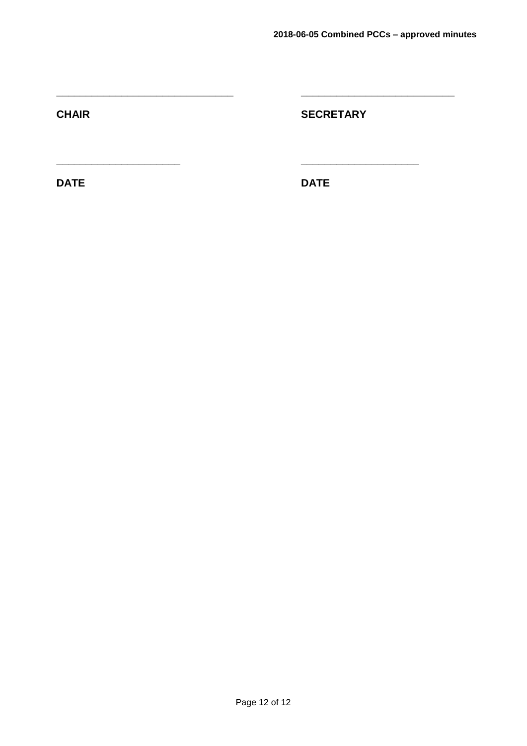_________________________________ _____________________________

**CHAIR** **SECRETARY**

_______________________ ______________________

**DATE** **DATE**